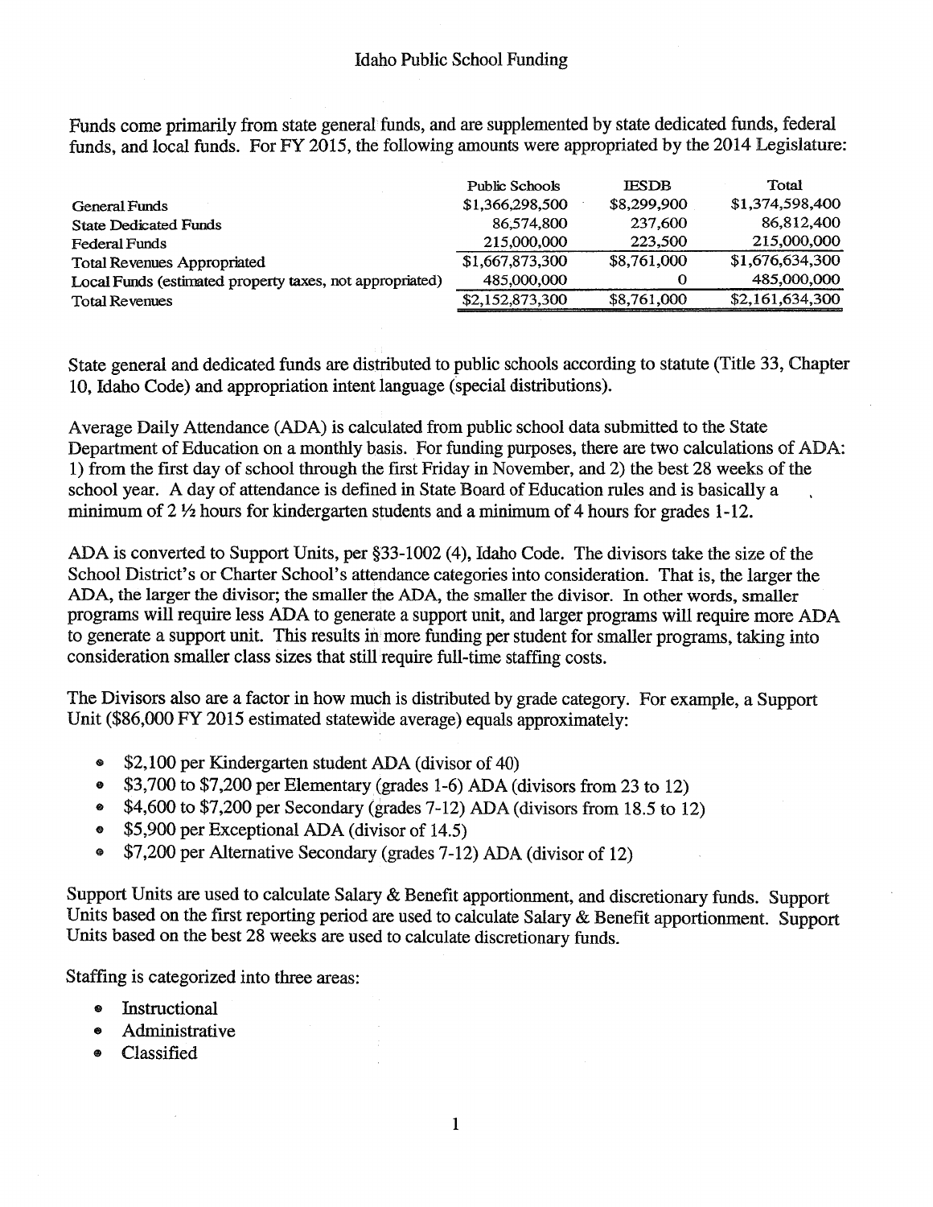# Idaho Public School Funding

Funds come primarily from state general funds, and are supplemented by state dedicated funds, federal funds, and local funds. For FY 2015, the following amounts were appropriated by the 2014 Legislature:

| | Public Schools | IESDB | Total |
|---|---|---|---|
| General Funds | $1,366,298,500 | $8,299,900 | $1,374,598,400 |
| State Dedicated Funds | 86,574,800 | 237,600 | 86,812,400 |
| Federal Funds | 215,000,000 | 223,500 | 215,000,000 |
| Total Revenues Appropriated | $1,667,873,300 | $8,761,000 | $1,676,634,300 |
| Local Funds (estimated property taxes, not appropriated) | 485,000,000 | 0 | 485,000,000 |
| Total Revenues | $2,152,873,300 | $8,761,000 | $2,161,634,300 |

State general and dedicated funds are distributed to public schools according to statute (Title 33, Chapter 10, Idaho Code) and appropriation intent language (special distributions).

Average Daily Attendance (ADA) is calculated from public school data submitted to the State Department of Education on a monthly basis. For funding purposes, there are two calculations of ADA: 1) from the first day of school through the first Friday in November, and 2) the best 28 weeks of the school year. A day of attendance is defined in State Board of Education rules and is basically a minimum of 2 ½ hours for kindergarten students and a minimum of 4 hours for grades 1-12.

ADA is converted to Support Units, per §33-1002 (4), Idaho Code. The divisors take the size of the School District's or Charter School's attendance categories into consideration. That is, the larger the ADA, the larger the divisor; the smaller the ADA, the smaller the divisor. In other words, smaller programs will require less ADA to generate a support unit, and larger programs will require more ADA to generate a support unit. This results in more funding per student for smaller programs, taking into consideration smaller class sizes that still require full-time staffing costs.

The Divisors also are a factor in how much is distributed by grade category. For example, a Support Unit ($86,000 FY 2015 estimated statewide average) equals approximately:

- $2,100 per Kindergarten student ADA (divisor of 40)
- $3,700 to $7,200 per Elementary (grades 1-6) ADA (divisors from 23 to 12)
- $4,600 to $7,200 per Secondary (grades 7-12) ADA (divisors from 18.5 to 12)
- $5,900 per Exceptional ADA (divisor of 14.5)
- $7,200 per Alternative Secondary (grades 7-12) ADA (divisor of 12)

Support Units are used to calculate Salary & Benefit apportionment, and discretionary funds. Support Units based on the first reporting period are used to calculate Salary & Benefit apportionment. Support Units based on the best 28 weeks are used to calculate discretionary funds.

Staffing is categorized into three areas:

- Instructional
- Administrative
- Classified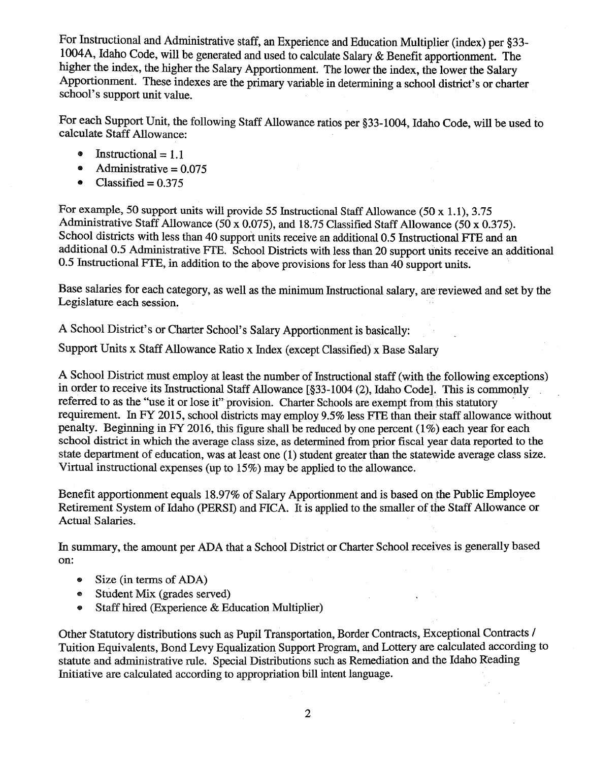For Instructional and Administrative staff, an Experience and Education Multiplier (index) per §33-1004A, Idaho Code, will be generated and used to calculate Salary & Benefit apportionment. The higher the index, the higher the Salary Apportionment. The lower the index, the lower the Salary Apportionment. These indexes are the primary variable in determining a school district's or charter school's support unit value.

For each Support Unit, the following Staff Allowance ratios per §33-1004, Idaho Code, will be used to calculate Staff Allowance:

- Instructional = 1.1
- Administrative = 0.075
- Classified = 0.375

For example, 50 support units will provide 55 Instructional Staff Allowance (50 x 1.1), 3.75 Administrative Staff Allowance (50 x 0.075), and 18.75 Classified Staff Allowance (50 x 0.375). School districts with less than 40 support units receive an additional 0.5 Instructional FTE and an additional 0.5 Administrative FTE. School Districts with less than 20 support units receive an additional 0.5 Instructional FTE, in addition to the above provisions for less than 40 support units.

Base salaries for each category, as well as the minimum Instructional salary, are reviewed and set by the Legislature each session.

A School District's or Charter School's Salary Apportionment is basically:

Support Units x Staff Allowance Ratio x Index (except Classified) x Base Salary

A School District must employ at least the number of Instructional staff (with the following exceptions) in order to receive its Instructional Staff Allowance [§33-1004 (2), Idaho Code]. This is commonly referred to as the "use it or lose it" provision. Charter Schools are exempt from this statutory requirement. In FY 2015, school districts may employ 9.5% less FTE than their staff allowance without penalty. Beginning in FY 2016, this figure shall be reduced by one percent (1%) each year for each school district in which the average class size, as determined from prior fiscal year data reported to the state department of education, was at least one (1) student greater than the statewide average class size. Virtual instructional expenses (up to 15%) may be applied to the allowance.

Benefit apportionment equals 18.97% of Salary Apportionment and is based on the Public Employee Retirement System of Idaho (PERSI) and FICA. It is applied to the smaller of the Staff Allowance or Actual Salaries.

In summary, the amount per ADA that a School District or Charter School receives is generally based on:

- Size (in terms of ADA)
- Student Mix (grades served)
- Staff hired (Experience & Education Multiplier)

Other Statutory distributions such as Pupil Transportation, Border Contracts, Exceptional Contracts / Tuition Equivalents, Bond Levy Equalization Support Program, and Lottery are calculated according to statute and administrative rule. Special Distributions such as Remediation and the Idaho Reading Initiative are calculated according to appropriation bill intent language.